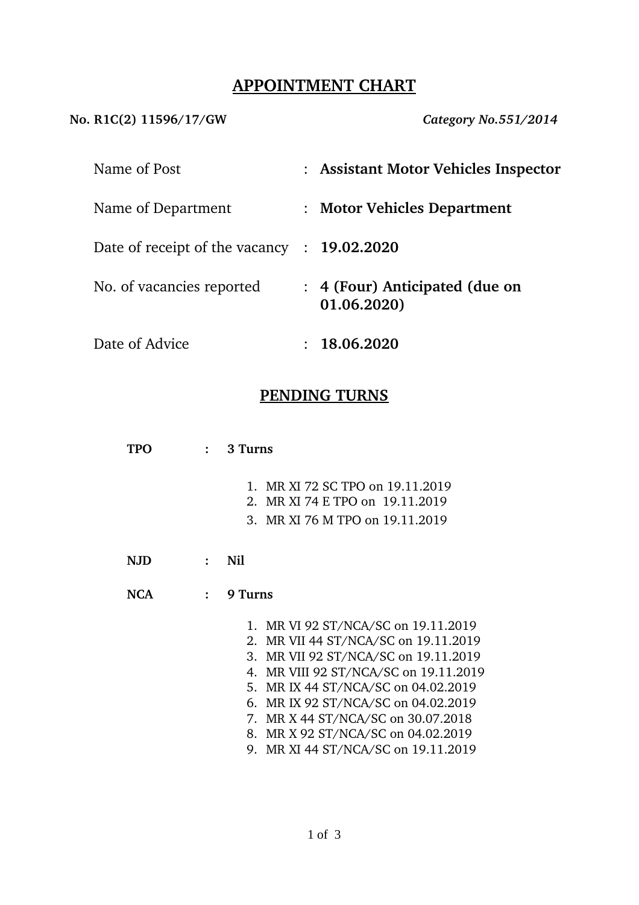# APPOINTMENT CHART

**No. R1C(2) 11596/17/GW** *Category No.551/2014*

| | | |
|---|---|---|
| Name of Post | : | **Assistant Motor Vehicles Inspector** |
| Name of Department | : | **Motor Vehicles Department** |
| Date of receipt of the vacancy | : | **19.02.2020** |
| No. of vacancies reported | : | **4 (Four) Anticipated (due on 01.06.2020)** |
| Date of Advice | : | **18.06.2020** |

## PENDING TURNS

**TPO : 3 Turns**

1. MR XI 72 SC TPO on 19.11.2019
2. MR XI 74 E TPO on 19.11.2019
3. MR XI 76 M TPO on 19.11.2019

**NJD : Nil**

**NCA : 9 Turns**

1. MR VI 92 ST/NCA/SC on 19.11.2019
2. MR VII 44 ST/NCA/SC on 19.11.2019
3. MR VII 92 ST/NCA/SC on 19.11.2019
4. MR VIII 92 ST/NCA/SC on 19.11.2019
5. MR IX 44 ST/NCA/SC on 04.02.2019
6. MR IX 92 ST/NCA/SC on 04.02.2019
7. MR X 44 ST/NCA/SC on 30.07.2018
8. MR X 92 ST/NCA/SC on 04.02.2019
9. MR XI 44 ST/NCA/SC on 19.11.2019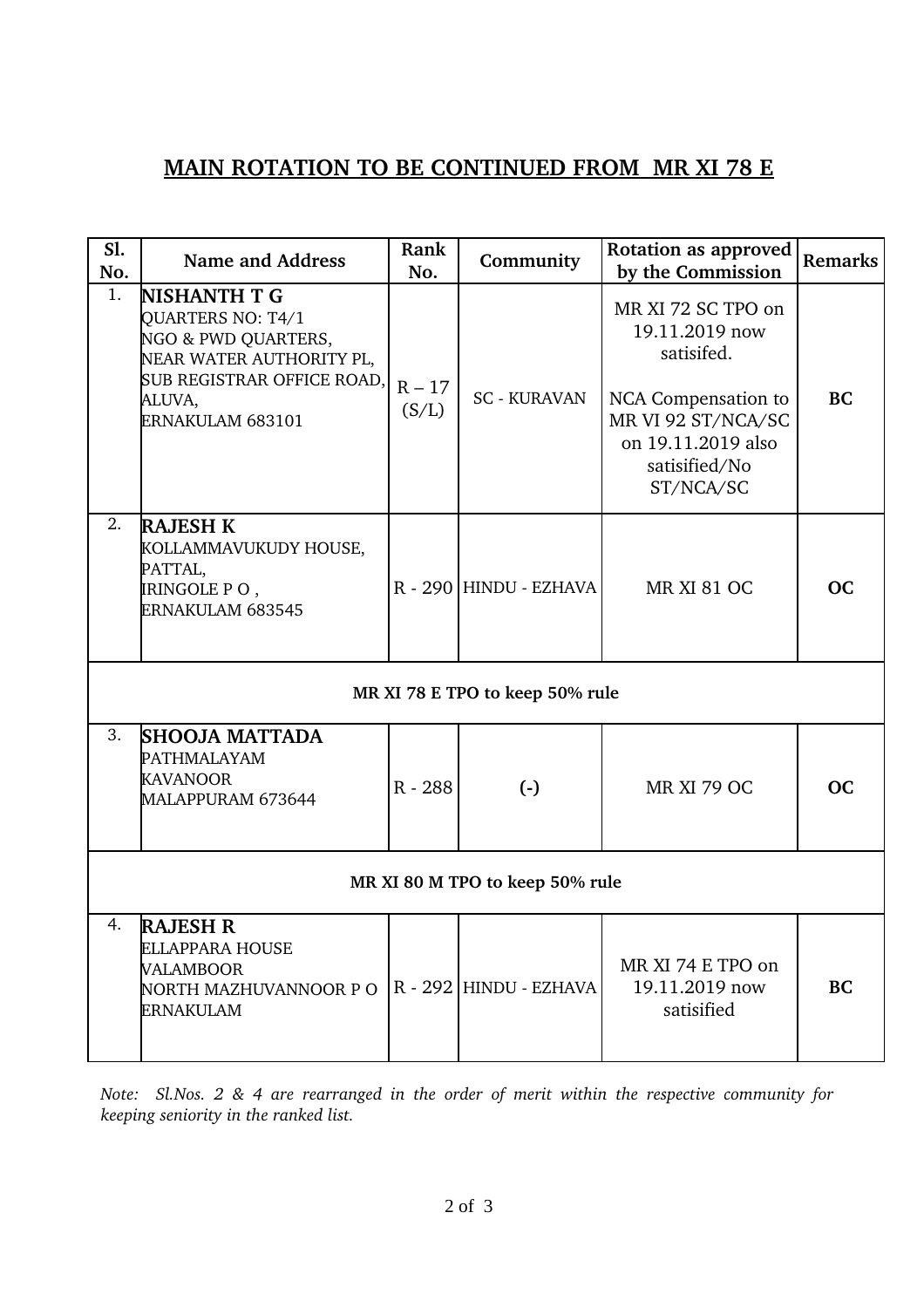## MAIN ROTATION TO BE CONTINUED FROM MR XI 78 E

| Sl. No. | Name and Address | Rank No. | Community | Rotation as approved by the Commission | Remarks |
|---|---|---|---|---|---|
| 1. | **NISHANTH T G**<br>QUARTERS NO: T4/1<br>NGO & PWD QUARTERS,<br>NEAR WATER AUTHORITY PL,<br>SUB REGISTRAR OFFICE ROAD,<br>ALUVA,<br>ERNAKULAM 683101 | R – 17 (S/L) | SC - KURAVAN | MR XI 72 SC TPO on 19.11.2019 now satisifed.<br><br>NCA Compensation to MR VI 92 ST/NCA/SC on 19.11.2019 also satisified/No ST/NCA/SC | **BC** |
| 2. | **RAJESH K**<br>KOLLAMMAVUKUDY HOUSE,<br>PATTAL,<br>IRINGOLE P O ,<br>ERNAKULAM 683545 | R - 290 | HINDU - EZHAVA | MR XI 81 OC | **OC** |
| **MR XI 78 E TPO to keep 50% rule** | | | | | |
| 3. | **SHOOJA MATTADA**<br>PATHMALAYAM<br>KAVANOOR<br>MALAPPURAM 673644 | R - 288 | **(-)** | MR XI 79 OC | **OC** |
| **MR XI 80 M TPO to keep 50% rule** | | | | | |
| 4. | **RAJESH R**<br>ELLAPPARA HOUSE<br>VALAMBOOR<br>NORTH MAZHUVANNOOR P O<br>ERNAKULAM | R - 292 | HINDU - EZHAVA | MR XI 74 E TPO on 19.11.2019 now satisified | **BC** |

*Note: Sl.Nos. 2 & 4 are rearranged in the order of merit within the respective community for keeping seniority in the ranked list.*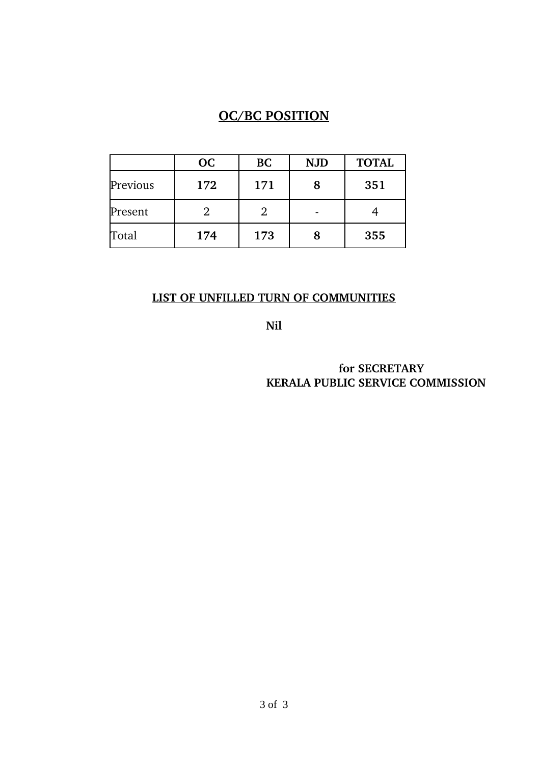## OC/BC POSITION

| | OC | BC | NJD | TOTAL |
|---|---|---|---|---|
| Previous | **172** | **171** | **8** | **351** |
| Present | 2 | 2 | - | 4 |
| Total | **174** | **173** | **8** | **355** |

### LIST OF UNFILLED TURN OF COMMUNITIES

**Nil**

**for SECRETARY**
**KERALA PUBLIC SERVICE COMMISSION**